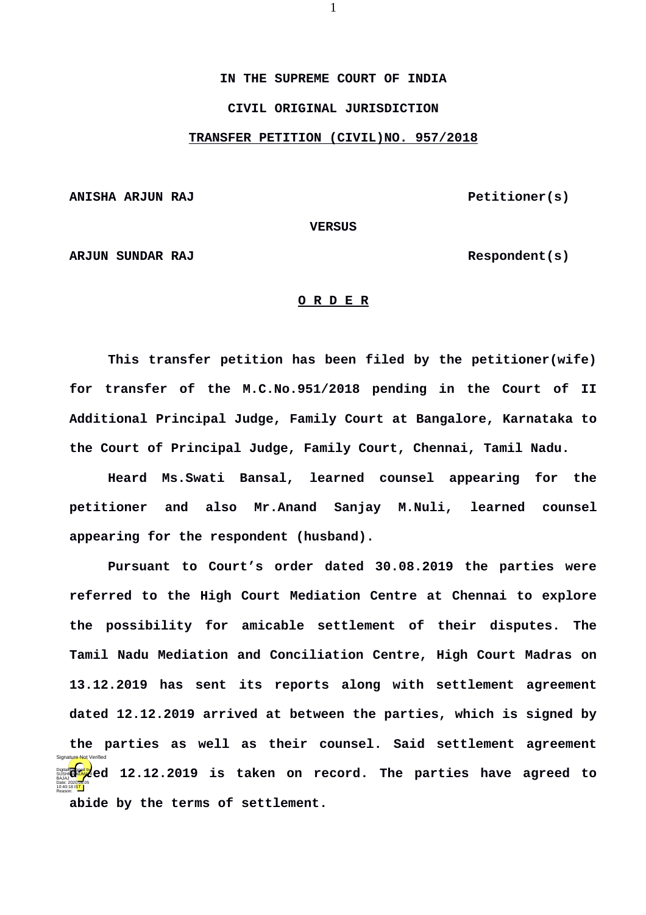**IN THE SUPREME COURT OF INDIA**

**CIVIL ORIGINAL JURISDICTION**

**TRANSFER PETITION (CIVIL)NO. 957/2018**

**ANISHA ARJUN RAJ** **Petitioner(s)**

**VERSUS**

**ARJUN SUNDAR RAJ** **Respondent(s)**

**O R D E R**

**This transfer petition has been filed by the petitioner(wife) for transfer of the M.C.No.951/2018 pending in the Court of II Additional Principal Judge, Family Court at Bangalore, Karnataka to the Court of Principal Judge, Family Court, Chennai, Tamil Nadu.**

**Heard Ms.Swati Bansal, learned counsel appearing for the petitioner and also Mr.Anand Sanjay M.Nuli, learned counsel appearing for the respondent (husband).**

**Pursuant to Court's order dated 30.08.2019 the parties were referred to the High Court Mediation Centre at Chennai to explore the possibility for amicable settlement of their disputes. The Tamil Nadu Mediation and Conciliation Centre, High Court Madras on 13.12.2019 has sent its reports along with settlement agreement dated 12.12.2019 arrived at between the parties, which is signed by the parties as well as their counsel. Said settlement agreement dated 12.12.2019 is taken on record. The parties have agreed to abide by the terms of settlement.**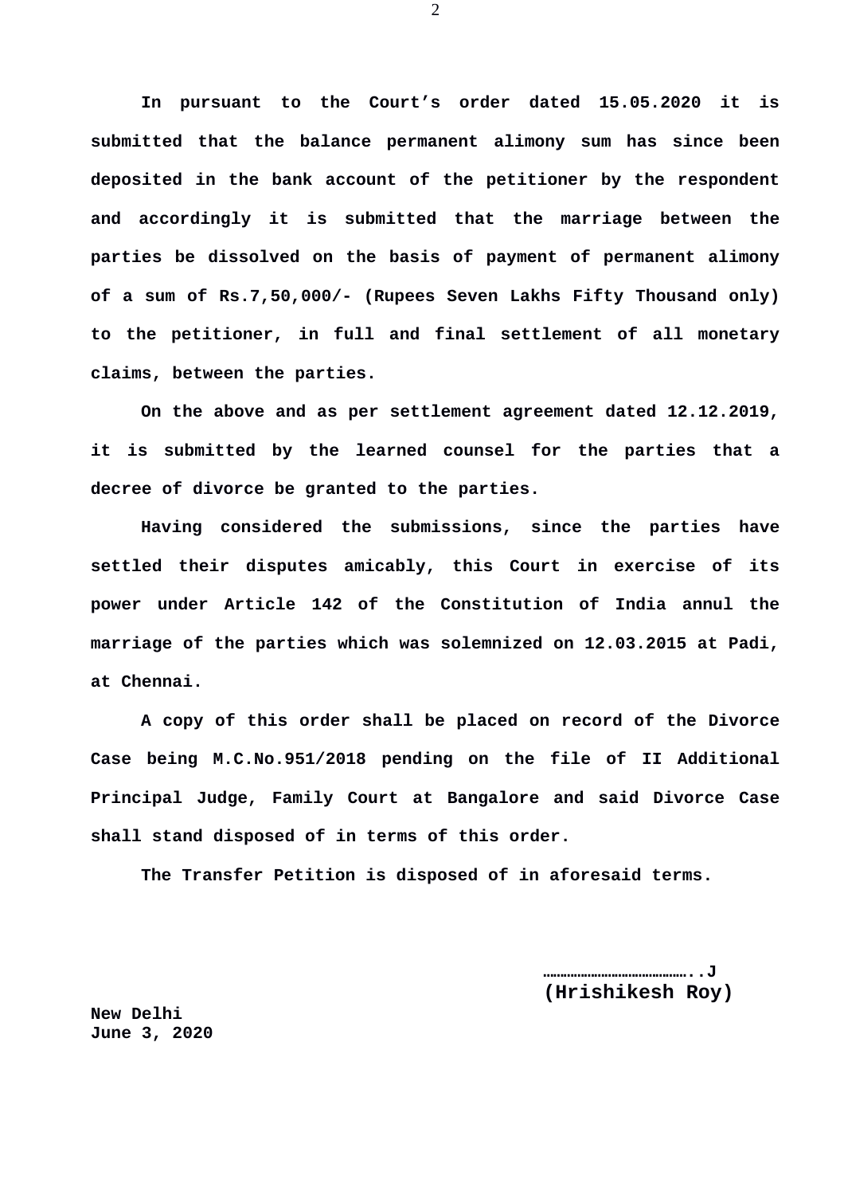**In pursuant to the Court's order dated 15.05.2020 it is submitted that the balance permanent alimony sum has since been deposited in the bank account of the petitioner by the respondent and accordingly it is submitted that the marriage between the parties be dissolved on the basis of payment of permanent alimony of a sum of Rs.7,50,000/- (Rupees Seven Lakhs Fifty Thousand only) to the petitioner, in full and final settlement of all monetary claims, between the parties.**

**On the above and as per settlement agreement dated 12.12.2019, it is submitted by the learned counsel for the parties that a decree of divorce be granted to the parties.**

**Having considered the submissions, since the parties have settled their disputes amicably, this Court in exercise of its power under Article 142 of the Constitution of India annul the marriage of the parties which was solemnized on 12.03.2015 at Padi, at Chennai.**

**A copy of this order shall be placed on record of the Divorce Case being M.C.No.951/2018 pending on the file of II Additional Principal Judge, Family Court at Bangalore and said Divorce Case shall stand disposed of in terms of this order.**

**The Transfer Petition is disposed of in aforesaid terms.**

**…………………………………..J**
**(Hrishikesh Roy)**

**New Delhi**
**June 3, 2020**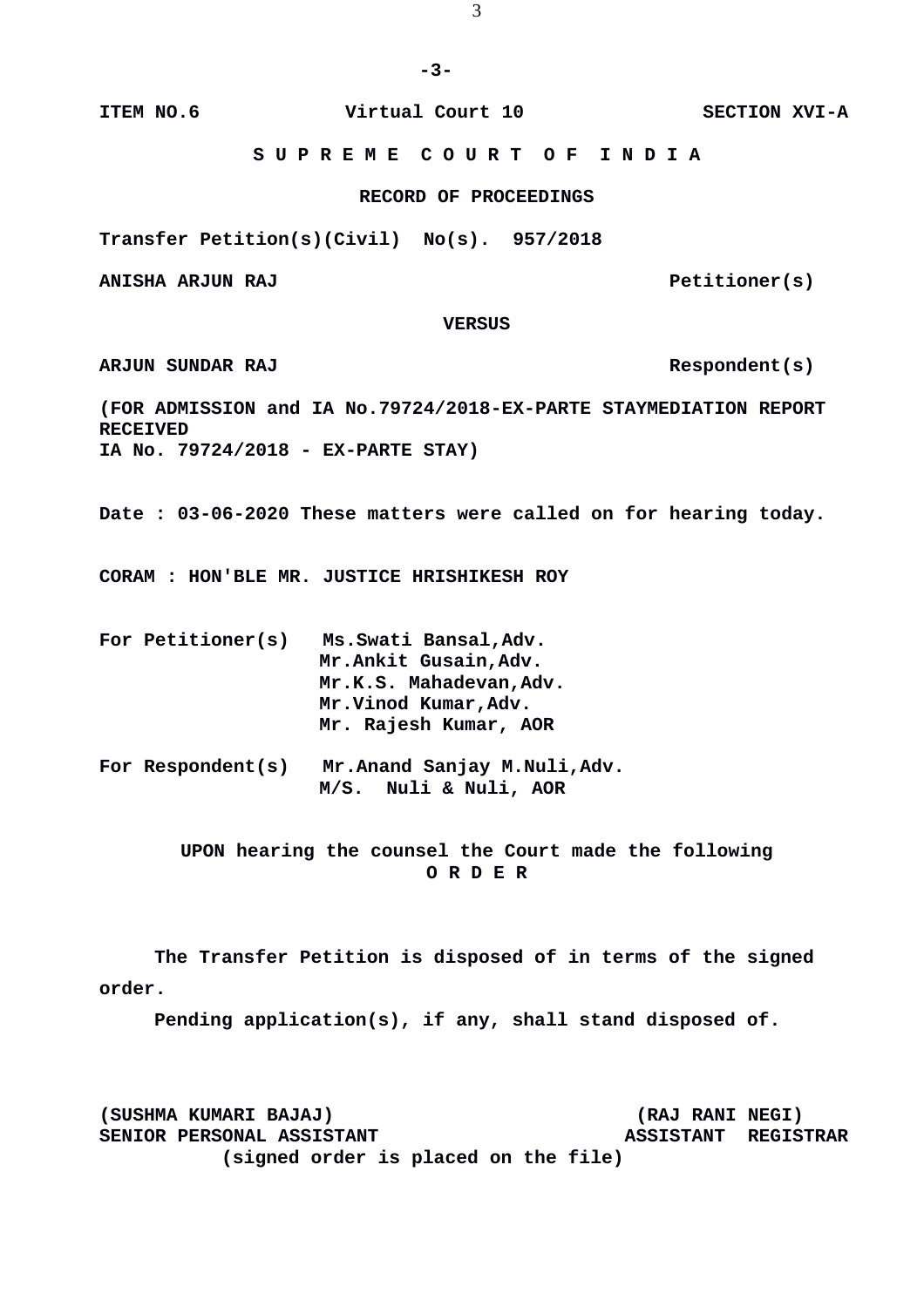ITEM NO.6 Virtual Court 10 SECTION XVI-A

**S U P R E M E C O U R T O F I N D I A**

**RECORD OF PROCEEDINGS**

**Transfer Petition(s)(Civil) No(s). 957/2018**

**ANISHA ARJUN RAJ** Petitioner(s)

**VERSUS**

**ARJUN SUNDAR RAJ** Respondent(s)

**(FOR ADMISSION and IA No.79724/2018-EX-PARTE STAYMEDIATION REPORT RECEIVED**
**IA No. 79724/2018 - EX-PARTE STAY)**

**Date : 03-06-2020 These matters were called on for hearing today.**

**CORAM : HON'BLE MR. JUSTICE HRISHIKESH ROY**

| | |
|---|---|
| For Petitioner(s) | Ms.Swati Bansal,Adv.<br>Mr.Ankit Gusain,Adv.<br>Mr.K.S. Mahadevan,Adv.<br>Mr.Vinod Kumar,Adv.<br>Mr. Rajesh Kumar, AOR |
| For Respondent(s) | Mr.Anand Sanjay M.Nuli,Adv.<br>M/S. Nuli & Nuli, AOR |

**UPON hearing the counsel the Court made the following**
**O R D E R**

The Transfer Petition is disposed of in terms of the signed order.

Pending application(s), if any, shall stand disposed of.

| | |
|---|---|
| (SUSHMA KUMARI BAJAJ)<br>SENIOR PERSONAL ASSISTANT | (RAJ RANI NEGI)<br>ASSISTANT REGISTRAR |

(signed order is placed on the file)